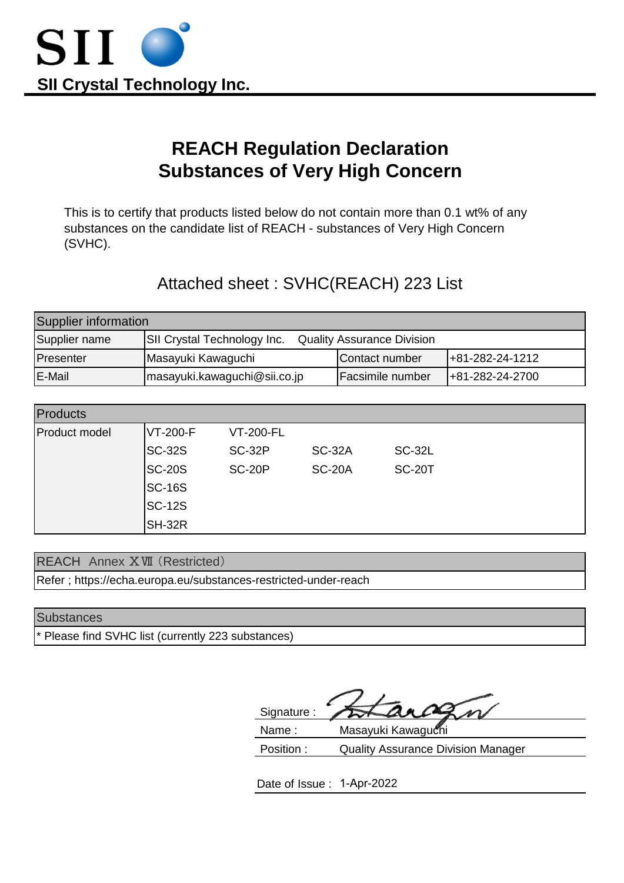SII

**SII Crystal Technology Inc.**

# REACH Regulation Declaration
# Substances of Very High Concern

This is to certify that products listed below do not contain more than 0.1 wt% of any substances on the candidate list of REACH - substances of Very High Concern (SVHC).

## Attached sheet : SVHC(REACH) 223 List

| Supplier information | | | |
|---|---|---|---|
| Supplier name | SII Crystal Technology Inc.　Quality Assurance Division | | |
| Presenter | Masayuki Kawaguchi | Contact number | +81-282-24-1212 |
| E-Mail | masayuki.kawaguchi@sii.co.jp | Facsimile number | +81-282-24-2700 |

| Products | | | | |
|---|---|---|---|---|
| Product model | VT-200-F | VT-200-FL | | |
| | SC-32S | SC-32P | SC-32A | SC-32L |
| | SC-20S | SC-20P | SC-20A | SC-20T |
| | SC-16S | | | |
| | SC-12S | | | |
| | SH-32R | | | |

| REACH Annex ⅩⅦ（Restricted） |
|---|
| Refer ; https://echa.europa.eu/substances-restricted-under-reach |

| Substances |
|---|
| * Please find SVHC list (currently 223 substances) |

Signature :

Name :　Masayuki Kawaguchi

Position :　Quality Assurance Division Manager

Date of Issue :　1-Apr-2022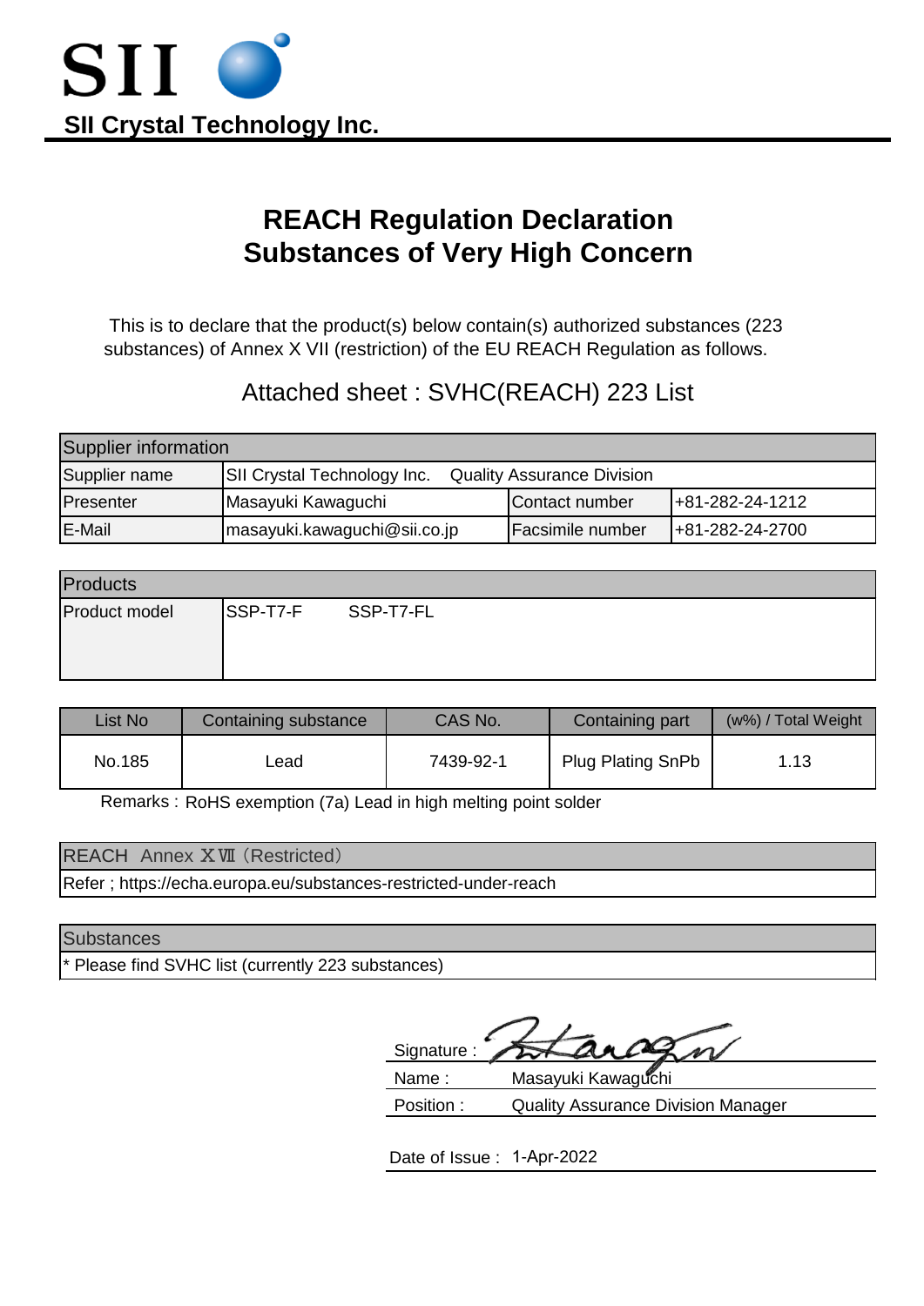SII

**SII Crystal Technology Inc.**

# REACH Regulation Declaration
# Substances of Very High Concern

This is to declare that the product(s) below contain(s) authorized substances (223 substances) of Annex X VII (restriction) of the EU REACH Regulation as follows.

Attached sheet : SVHC(REACH) 223 List

| Supplier information | | | |
|---|---|---|---|
| Supplier name | SII Crystal Technology Inc. Quality Assurance Division | | |
| Presenter | Masayuki Kawaguchi | Contact number | +81-282-24-1212 |
| E-Mail | masayuki.kawaguchi@sii.co.jp | Facsimile number | +81-282-24-2700 |

| Products | |
|---|---|
| Product model | SSP-T7-F SSP-T7-FL |

| List No | Containing substance | CAS No. | Containing part | (w%) / Total Weight |
|---|---|---|---|---|
| No.185 | Lead | 7439-92-1 | Plug Plating SnPb | 1.13 |

Remarks : RoHS exemption (7a) Lead in high melting point solder

| REACH Annex ⅩⅦ（Restricted） |
|---|
| Refer ; https://echa.europa.eu/substances-restricted-under-reach |

| Substances |
|---|
| * Please find SVHC list (currently 223 substances) |

Signature :

Name : Masayuki Kawaguchi

Position : Quality Assurance Division Manager

Date of Issue : 1-Apr-2022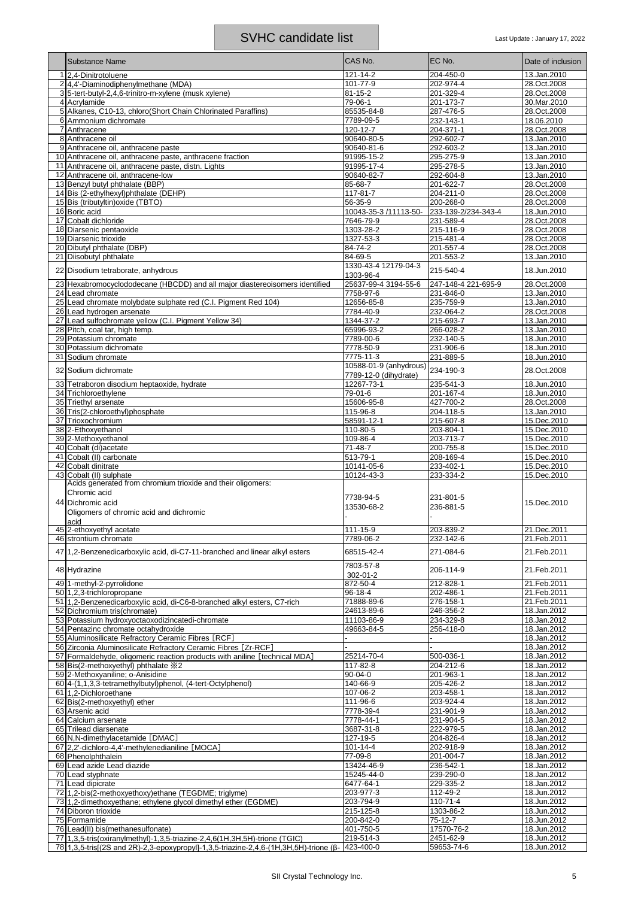# SVHC candidate list

Last Update : January 17, 2022

| | Substance Name | CAS No. | EC No. | Date of inclusion |
|---|---|---|---|---|
| 1 | 2,4-Dinitrotoluene | 121-14-2 | 204-450-0 | 13.Jan.2010 |
| 2 | 4,4'-Diaminodiphenylmethane (MDA) | 101-77-9 | 202-974-4 | 28.Oct.2008 |
| 3 | 5-tert-butyl-2,4,6-trinitro-m-xylene (musk xylene) | 81-15-2 | 201-329-4 | 28.Oct.2008 |
| 4 | Acrylamide | 79-06-1 | 201-173-7 | 30.Mar.2010 |
| 5 | Alkanes, C10-13, chloro(Short Chain Chlorinated Paraffins) | 85535-84-8 | 287-476-5 | 28.Oct.2008 |
| 6 | Ammonium dichromate | 7789-09-5 | 232-143-1 | 18.06.2010 |
| 7 | Anthracene | 120-12-7 | 204-371-1 | 28.Oct.2008 |
| 8 | Anthracene oil | 90640-80-5 | 292-602-7 | 13.Jan.2010 |
| 9 | Anthracene oil, anthracene paste | 90640-81-6 | 292-603-2 | 13.Jan.2010 |
| 10 | Anthracene oil, anthracene paste, anthracene fraction | 91995-15-2 | 295-275-9 | 13.Jan.2010 |
| 11 | Anthracene oil, anthracene paste, distn. Lights | 91995-17-4 | 295-278-5 | 13.Jan.2010 |
| 12 | Anthracene oil, anthracene-low | 90640-82-7 | 292-604-8 | 13.Jan.2010 |
| 13 | Benzyl butyl phthalate (BBP) | 85-68-7 | 201-622-7 | 28.Oct.2008 |
| 14 | Bis (2-ethylhexyl)phthalate (DEHP) | 117-81-7 | 204-211-0 | 28.Oct.2008 |
| 15 | Bis (tributyltin)oxide (TBTO) | 56-35-9 | 200-268-0 | 28.Oct.2008 |
| 16 | Boric acid | 10043-35-3 /11113-50- | 233-139-2/234-343-4 | 18.Jun.2010 |
| 17 | Cobalt dichloride | 7646-79-9 | 231-589-4 | 28.Oct.2008 |
| 18 | Diarsenic pentaoxide | 1303-28-2 | 215-116-9 | 28.Oct.2008 |
| 19 | Diarsenic trioxide | 1327-53-3 | 215-481-4 | 28.Oct.2008 |
| 20 | Dibutyl phthalate (DBP) | 84-74-2 | 201-557-4 | 28.Oct.2008 |
| 21 | Diisobutyl phthalate | 84-69-5 | 201-553-2 | 13.Jan.2010 |
| 22 | Disodium tetraborate, anhydrous | 1330-43-4 12179-04-3 1303-96-4 | 215-540-4 | 18.Jun.2010 |
| 23 | Hexabromocyclododecane (HBCDD) and all major diastereoisomers identified | 25637-99-4 3194-55-6 | 247-148-4 221-695-9 | 28.Oct.2008 |
| 24 | Lead chromate | 7758-97-6 | 231-846-0 | 13.Jan.2010 |
| 25 | Lead chromate molybdate sulphate red (C.I. Pigment Red 104) | 12656-85-8 | 235-759-9 | 13.Jan.2010 |
| 26 | Lead hydrogen arsenate | 7784-40-9 | 232-064-2 | 28.Oct.2008 |
| 27 | Lead sulfochromate yellow (C.I. Pigment Yellow 34) | 1344-37-2 | 215-693-7 | 13.Jan.2010 |
| 28 | Pitch, coal tar, high temp. | 65996-93-2 | 266-028-2 | 13.Jan.2010 |
| 29 | Potassium chromate | 7789-00-6 | 232-140-5 | 18.Jun.2010 |
| 30 | Potassium dichromate | 7778-50-9 | 231-906-6 | 18.Jun.2010 |
| 31 | Sodium chromate | 7775-11-3 | 231-889-5 | 18.Jun.2010 |
| 32 | Sodium dichromate | 10588-01-9 (anhydrous) 7789-12-0 (dihydrate) | 234-190-3 | 28.Oct.2008 |
| 33 | Tetraboron disodium heptaoxide, hydrate | 12267-73-1 | 235-541-3 | 18.Jun.2010 |
| 34 | Trichloroethylene | 79-01-6 | 201-167-4 | 18.Jun.2010 |
| 35 | Triethyl arsenate | 15606-95-8 | 427-700-2 | 28.Oct.2008 |
| 36 | Tris(2-chloroethyl)phosphate | 115-96-8 | 204-118-5 | 13.Jan.2010 |
| 37 | Trioxochromium | 58591-12-1 | 215-607-8 | 15.Dec.2010 |
| 38 | 2-Ethoxyethanol | 110-80-5 | 203-804-1 | 15.Dec.2010 |
| 39 | 2-Methoxyethanol | 109-86-4 | 203-713-7 | 15.Dec.2010 |
| 40 | Cobalt (di)acetate | 71-48-7 | 200-755-8 | 15.Dec.2010 |
| 41 | Cobalt (II) carbonate | 513-79-1 | 208-169-4 | 15.Dec.2010 |
| 42 | Cobalt dinitrate | 10141-05-6 | 233-402-1 | 15.Dec.2010 |
| 43 | Cobalt (II) sulphate | 10124-43-3 | 233-334-2 | 15.Dec.2010 |
| 44 | Acids generated from chromium trioxide and their oligomers: Chromic acid Dichromic acid Oligomers of chromic acid and dichromic acid | 7738-94-5 13530-68-2 - | 231-801-5 236-881-5 - | 15.Dec.2010 |
| 45 | 2-ethoxyethyl acetate | 111-15-9 | 203-839-2 | 21.Dec.2011 |
| 46 | strontium chromate | 7789-06-2 | 232-142-6 | 21.Feb.2011 |
| 47 | 1,2-Benzenedicarboxylic acid, di-C7-11-branched and linear alkyl esters | 68515-42-4 | 271-084-6 | 21.Feb.2011 |
| 48 | Hydrazine | 7803-57-8 302-01-2 | 206-114-9 | 21.Feb.2011 |
| 49 | 1-methyl-2-pyrrolidone | 872-50-4 | 212-828-1 | 21.Feb.2011 |
| 50 | 1,2,3-trichloropropane | 96-18-4 | 202-486-1 | 21.Feb.2011 |
| 51 | 1,2-Benzenedicarboxylic acid, di-C6-8-branched alkyl esters, C7-rich | 71888-89-6 | 276-158-1 | 21.Feb.2011 |
| 52 | Dichromium tris(chromate) | 24613-89-6 | 246-356-2 | 18.Jan.2012 |
| 53 | Potassium hydroxyoctaoxodizincatedi-chromate | 11103-86-9 | 234-329-8 | 18.Jan.2012 |
| 54 | Pentazinc chromate octahydroxide | 49663-84-5 | 256-418-0 | 18.Jan.2012 |
| 55 | Aluminosilicate Refractory Ceramic Fibres［RCF］ | - | - | 18.Jan.2012 |
| 56 | Zirconia Aluminosilicate Refractory Ceramic Fibres［Zr-RCF］ | - | - | 18.Jan.2012 |
| 57 | Formaldehyde, oligomeric reaction products with aniline［technical MDA］ | 25214-70-4 | 500-036-1 | 18.Jan.2012 |
| 58 | Bis(2-methoxyethyl) phthalate ※2 | 117-82-8 | 204-212-6 | 18.Jan.2012 |
| 59 | 2-Methoxyaniline; o-Anisidine | 90-04-0 | 201-963-1 | 18.Jan.2012 |
| 60 | 4-(1,1,3,3-tetramethylbutyl)phenol, (4-tert-Octylphenol) | 140-66-9 | 205-426-2 | 18.Jan.2012 |
| 61 | 1,2-Dichloroethane | 107-06-2 | 203-458-1 | 18.Jan.2012 |
| 62 | Bis(2-methoxyethyl) ether | 111-96-6 | 203-924-4 | 18.Jan.2012 |
| 63 | Arsenic acid | 7778-39-4 | 231-901-9 | 18.Jan.2012 |
| 64 | Calcium arsenate | 7778-44-1 | 231-904-5 | 18.Jan.2012 |
| 65 | Trilead diarsenate | 3687-31-8 | 222-979-5 | 18.Jan.2012 |
| 66 | N,N-dimethylacetamide［DMAC］ | 127-19-5 | 204-826-4 | 18.Jan.2012 |
| 67 | 2,2'-dichloro-4,4'-methylenedianiline［MOCA］ | 101-14-4 | 202-918-9 | 18.Jan.2012 |
| 68 | Phenolphthalein | 77-09-8 | 201-004-7 | 18.Jan.2012 |
| 69 | Lead azide Lead diazide | 13424-46-9 | 236-542-1 | 18.Jan.2012 |
| 70 | Lead styphnate | 15245-44-0 | 239-290-0 | 18.Jan.2012 |
| 71 | Lead dipicrate | 6477-64-1 | 229-335-2 | 18.Jan.2012 |
| 72 | 1,2-bis(2-methoxyethoxy)ethane (TEGDME; triglyme) | 203-977-3 | 112-49-2 | 18.Jun.2012 |
| 73 | 1,2-dimethoxyethane; ethylene glycol dimethyl ether (EGDME) | 203-794-9 | 110-71-4 | 18.Jun.2012 |
| 74 | Diboron trioxide | 215-125-8 | 1303-86-2 | 18.Jun.2012 |
| 75 | Formamide | 200-842-0 | 75-12-7 | 18.Jun.2012 |
| 76 | Lead(II) bis(methanesulfonate) | 401-750-5 | 17570-76-2 | 18.Jun.2012 |
| 77 | 1,3,5-tris(oxiranylmethyl)-1,3,5-triazine-2,4,6(1H,3H,5H)-trione (TGIC) | 219-514-3 | 2451-62-9 | 18.Jun.2012 |
| 78 | 1,3,5-tris[(2S and 2R)-2,3-epoxypropyl]-1,3,5-triazine-2,4,6-(1H,3H,5H)-trione (β- | 423-400-0 | 59653-74-6 | 18.Jun.2012 |

SII Crystal Technology Inc.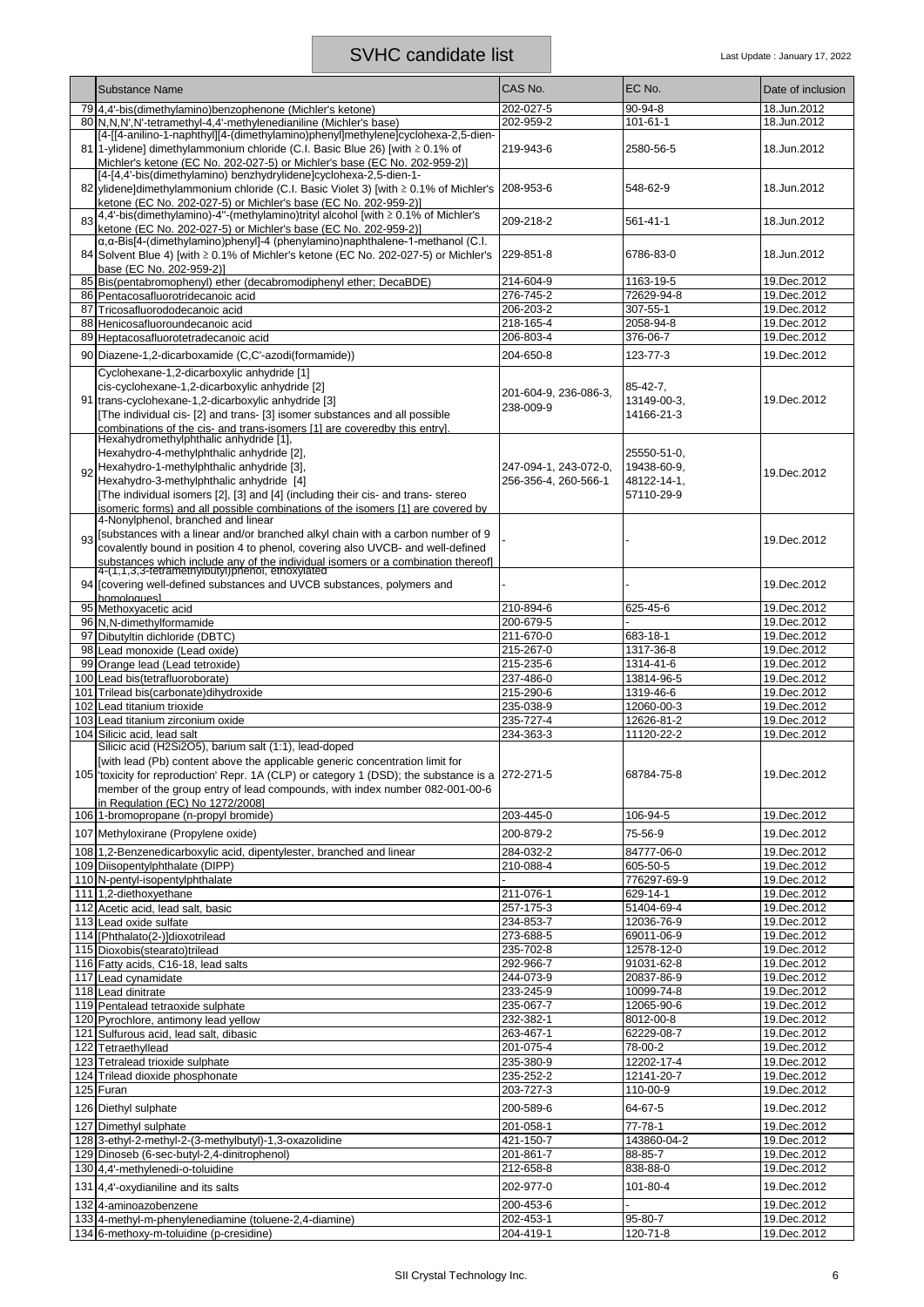# SVHC candidate list

Last Update : January 17, 2022

| | Substance Name | CAS No. | EC No. | Date of inclusion |
|---|---|---|---|---|
| 79 | 4,4'-bis(dimethylamino)benzophenone (Michler's ketone) | 202-027-5 | 90-94-8 | 18.Jun.2012 |
| 80 | N,N,N',N'-tetramethyl-4,4'-methylenedianiline (Michler's base) | 202-959-2 | 101-61-1 | 18.Jun.2012 |
| 81 | [4-[[4-anilino-1-naphthyl][4-(dimethylamino)phenyl]methylene]cyclohexa-2,5-dien-1-ylidene] dimethylammonium chloride (C.I. Basic Blue 26) [with ≥ 0.1% of Michler's ketone (EC No. 202-027-5) or Michler's base (EC No. 202-959-2)] | 219-943-6 | 2580-56-5 | 18.Jun.2012 |
| 82 | [4-[4,4'-bis(dimethylamino) benzhydrylidene]cyclohexa-2,5-dien-1-ylidene]dimethylammonium chloride (C.I. Basic Violet 3) [with ≥ 0.1% of Michler's ketone (EC No. 202-027-5) or Michler's base (EC No. 202-959-2)] | 208-953-6 | 548-62-9 | 18.Jun.2012 |
| 83 | 4,4'-bis(dimethylamino)-4''-(methylamino)trityl alcohol [with ≥ 0.1% of Michler's ketone (EC No. 202-027-5) or Michler's base (EC No. 202-959-2)] | 209-218-2 | 561-41-1 | 18.Jun.2012 |
| 84 | α,α-Bis[4-(dimethylamino)phenyl]-4 (phenylamino)naphthalene-1-methanol (C.I. Solvent Blue 4) [with ≥ 0.1% of Michler's ketone (EC No. 202-027-5) or Michler's base (EC No. 202-959-2)] | 229-851-8 | 6786-83-0 | 18.Jun.2012 |
| 85 | Bis(pentabromophenyl) ether (decabromodiphenyl ether; DecaBDE) | 214-604-9 | 1163-19-5 | 19.Dec.2012 |
| 86 | Pentacosafluorotridecanoic acid | 276-745-2 | 72629-94-8 | 19.Dec.2012 |
| 87 | Tricosafluorododecanoic acid | 206-203-2 | 307-55-1 | 19.Dec.2012 |
| 88 | Henicosafluoroundecanoic acid | 218-165-4 | 2058-94-8 | 19.Dec.2012 |
| 89 | Heptacosafluorotetradecanoic acid | 206-803-4 | 376-06-7 | 19.Dec.2012 |
| 90 | Diazene-1,2-dicarboxamide (C,C'-azodi(formamide)) | 204-650-8 | 123-77-3 | 19.Dec.2012 |
| 91 | Cyclohexane-1,2-dicarboxylic anhydride [1]<br>cis-cyclohexane-1,2-dicarboxylic anhydride [2]<br>trans-cyclohexane-1,2-dicarboxylic anhydride [3]<br>[The individual cis- [2] and trans- [3] isomer substances and all possible combinations of the cis- and trans-isomers [1] are coveredby this entry]. | 201-604-9, 236-086-3, 238-009-9 | 85-42-7,<br>13149-00-3,<br>14166-21-3 | 19.Dec.2012 |
| 92 | Hexahydromethylphthalic anhydride [1],<br>Hexahydro-4-methylphthalic anhydride [2],<br>Hexahydro-1-methylphthalic anhydride [3],<br>Hexahydro-3-methylphthalic anhydride [4]<br>[The individual isomers [2], [3] and [4] (including their cis- and trans- stereo isomeric forms) and all possible combinations of the isomers [1] are covered by | 247-094-1, 243-072-0, 256-356-4, 260-566-1 | 25550-51-0,<br>19438-60-9,<br>48122-14-1,<br>57110-29-9 | 19.Dec.2012 |
| 93 | 4-Nonylphenol, branched and linear<br>[substances with a linear and/or branched alkyl chain with a carbon number of 9 covalently bound in position 4 to phenol, covering also UVCB- and well-defined substances which include any of the individual isomers or a combination thereof] | - | - | 19.Dec.2012 |
| 94 | 4-(1,1,3,3-tetramethylbutyl)phenol, ethoxylated<br>[covering well-defined substances and UVCB substances, polymers and homologues] | - | - | 19.Dec.2012 |
| 95 | Methoxyacetic acid | 210-894-6 | 625-45-6 | 19.Dec.2012 |
| 96 | N,N-dimethylformamide | 200-679-5 | - | 19.Dec.2012 |
| 97 | Dibutyltin dichloride (DBTC) | 211-670-0 | 683-18-1 | 19.Dec.2012 |
| 98 | Lead monoxide (Lead oxide) | 215-267-0 | 1317-36-8 | 19.Dec.2012 |
| 99 | Orange lead (Lead tetroxide) | 215-235-6 | 1314-41-6 | 19.Dec.2012 |
| 100 | Lead bis(tetrafluoroborate) | 237-486-0 | 13814-96-5 | 19.Dec.2012 |
| 101 | Trilead bis(carbonate)dihydroxide | 215-290-6 | 1319-46-6 | 19.Dec.2012 |
| 102 | Lead titanium trioxide | 235-038-9 | 12060-00-3 | 19.Dec.2012 |
| 103 | Lead titanium zirconium oxide | 235-727-4 | 12626-81-2 | 19.Dec.2012 |
| 104 | Silicic acid, lead salt | 234-363-3 | 11120-22-2 | 19.Dec.2012 |
| 105 | Silicic acid (H2Si2O5), barium salt (1:1), lead-doped<br>[with lead (Pb) content above the applicable generic concentration limit for 'toxicity for reproduction' Repr. 1A (CLP) or category 1 (DSD); the substance is a member of the group entry of lead compounds, with index number 082-001-00-6 in Regulation (EC) No 1272/2008] | 272-271-5 | 68784-75-8 | 19.Dec.2012 |
| 106 | 1-bromopropane (n-propyl bromide) | 203-445-0 | 106-94-5 | 19.Dec.2012 |
| 107 | Methyloxirane (Propylene oxide) | 200-879-2 | 75-56-9 | 19.Dec.2012 |
| 108 | 1,2-Benzenedicarboxylic acid, dipentylester, branched and linear | 284-032-2 | 84777-06-0 | 19.Dec.2012 |
| 109 | Diisopentylphthalate (DIPP) | 210-088-4 | 605-50-5 | 19.Dec.2012 |
| 110 | N-pentyl-isopentylphthalate | - | 776297-69-9 | 19.Dec.2012 |
| 111 | 1,2-diethoxyethane | 211-076-1 | 629-14-1 | 19.Dec.2012 |
| 112 | Acetic acid, lead salt, basic | 257-175-3 | 51404-69-4 | 19.Dec.2012 |
| 113 | Lead oxide sulfate | 234-853-7 | 12036-76-9 | 19.Dec.2012 |
| 114 | [Phthalato(2-)]dioxotrilead | 273-688-5 | 69011-06-9 | 19.Dec.2012 |
| 115 | Dioxobis(stearato)trilead | 235-702-8 | 12578-12-0 | 19.Dec.2012 |
| 116 | Fatty acids, C16-18, lead salts | 292-966-7 | 91031-62-8 | 19.Dec.2012 |
| 117 | Lead cynamidate | 244-073-9 | 20837-86-9 | 19.Dec.2012 |
| 118 | Lead dinitrate | 233-245-9 | 10099-74-8 | 19.Dec.2012 |
| 119 | Pentalead tetraoxide sulphate | 235-067-7 | 12065-90-6 | 19.Dec.2012 |
| 120 | Pyrochlore, antimony lead yellow | 232-382-1 | 8012-00-8 | 19.Dec.2012 |
| 121 | Sulfurous acid, lead salt, dibasic | 263-467-1 | 62229-08-7 | 19.Dec.2012 |
| 122 | Tetraethyllead | 201-075-4 | 78-00-2 | 19.Dec.2012 |
| 123 | Tetralead trioxide sulphate | 235-380-9 | 12202-17-4 | 19.Dec.2012 |
| 124 | Trilead dioxide phosphonate | 235-252-2 | 12141-20-7 | 19.Dec.2012 |
| 125 | Furan | 203-727-3 | 110-00-9 | 19.Dec.2012 |
| 126 | Diethyl sulphate | 200-589-6 | 64-67-5 | 19.Dec.2012 |
| 127 | Dimethyl sulphate | 201-058-1 | 77-78-1 | 19.Dec.2012 |
| 128 | 3-ethyl-2-methyl-2-(3-methylbutyl)-1,3-oxazolidine | 421-150-7 | 143860-04-2 | 19.Dec.2012 |
| 129 | Dinoseb (6-sec-butyl-2,4-dinitrophenol) | 201-861-7 | 88-85-7 | 19.Dec.2012 |
| 130 | 4,4'-methylenedi-o-toluidine | 212-658-8 | 838-88-0 | 19.Dec.2012 |
| 131 | 4,4'-oxydianiline and its salts | 202-977-0 | 101-80-4 | 19.Dec.2012 |
| 132 | 4-aminoazobenzene | 200-453-6 | - | 19.Dec.2012 |
| 133 | 4-methyl-m-phenylenediamine (toluene-2,4-diamine) | 202-453-1 | 95-80-7 | 19.Dec.2012 |
| 134 | 6-methoxy-m-toluidine (p-cresidine) | 204-419-1 | 120-71-8 | 19.Dec.2012 |

SII Crystal Technology Inc.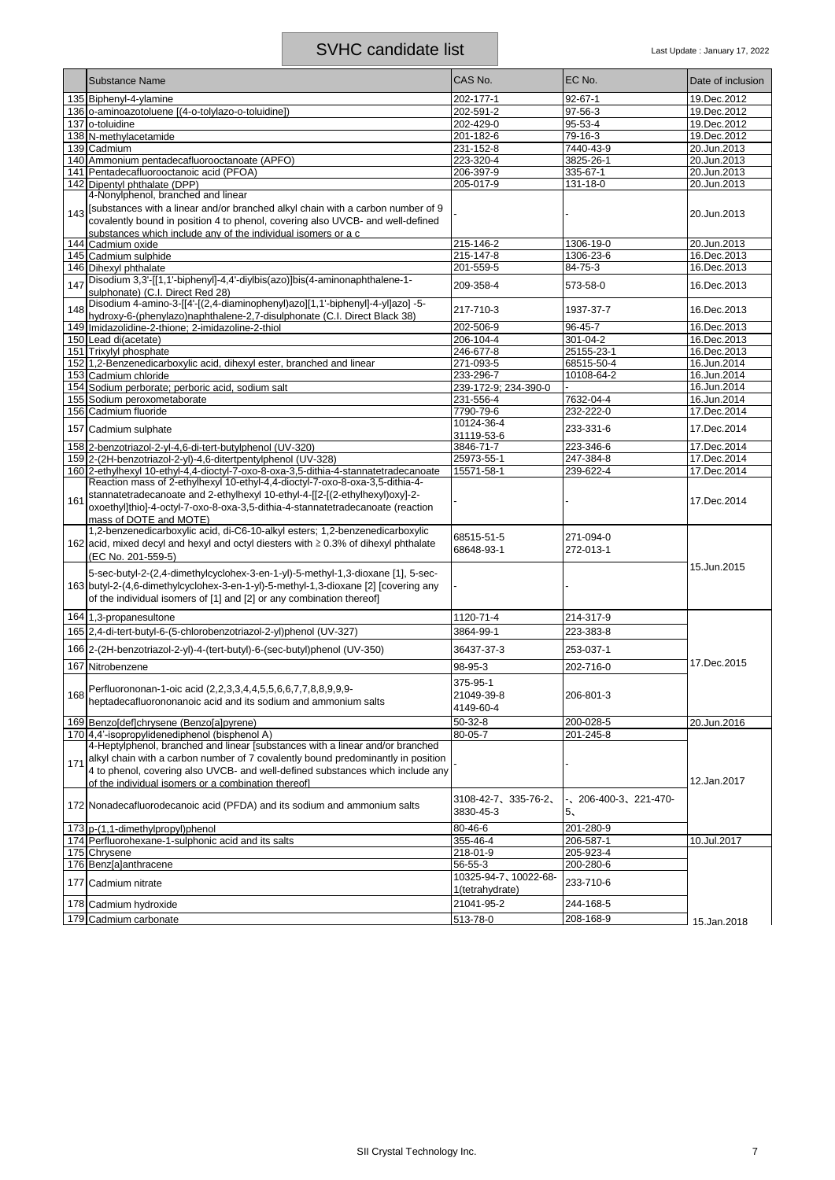# SVHC candidate list

Last Update : January 17, 2022

| | Substance Name | CAS No. | EC No. | Date of inclusion |
|---|---|---|---|---|
| 135 | Biphenyl-4-ylamine | 202-177-1 | 92-67-1 | 19.Dec.2012 |
| 136 | o-aminoazotoluene [(4-o-tolylazo-o-toluidine]) | 202-591-2 | 97-56-3 | 19.Dec.2012 |
| 137 | o-toluidine | 202-429-0 | 95-53-4 | 19.Dec.2012 |
| 138 | N-methylacetamide | 201-182-6 | 79-16-3 | 19.Dec.2012 |
| 139 | Cadmium | 231-152-8 | 7440-43-9 | 20.Jun.2013 |
| 140 | Ammonium pentadecafluorooctanoate (APFO) | 223-320-4 | 3825-26-1 | 20.Jun.2013 |
| 141 | Pentadecafluorooctanoic acid (PFOA) | 206-397-9 | 335-67-1 | 20.Jun.2013 |
| 142 | Dipentyl phthalate (DPP) | 205-017-9 | 131-18-0 | 20.Jun.2013 |
| 143 | 4-Nonylphenol, branched and linear [substances with a linear and/or branched alkyl chain with a carbon number of 9 covalently bound in position 4 to phenol, covering also UVCB- and well-defined substances which include any of the individual isomers or a c | - | - | 20.Jun.2013 |
| 144 | Cadmium oxide | 215-146-2 | 1306-19-0 | 20.Jun.2013 |
| 145 | Cadmium sulphide | 215-147-8 | 1306-23-6 | 16.Dec.2013 |
| 146 | Dihexyl phthalate | 201-559-5 | 84-75-3 | 16.Dec.2013 |
| 147 | Disodium 3,3'-[[1,1'-biphenyl]-4,4'-diylbis(azo)]bis(4-aminonaphthalene-1-sulphonate) (C.I. Direct Red 28) | 209-358-4 | 573-58-0 | 16.Dec.2013 |
| 148 | Disodium 4-amino-3-[[4'-[(2,4-diaminophenyl)azo][1,1'-biphenyl]-4-yl]azo] -5-hydroxy-6-(phenylazo)naphthalene-2,7-disulphonate (C.I. Direct Black 38) | 217-710-3 | 1937-37-7 | 16.Dec.2013 |
| 149 | Imidazolidine-2-thione; 2-imidazoline-2-thiol | 202-506-9 | 96-45-7 | 16.Dec.2013 |
| 150 | Lead di(acetate) | 206-104-4 | 301-04-2 | 16.Dec.2013 |
| 151 | Trixylyl phosphate | 246-677-8 | 25155-23-1 | 16.Dec.2013 |
| 152 | 1,2-Benzenedicarboxylic acid, dihexyl ester, branched and linear | 271-093-5 | 68515-50-4 | 16.Jun.2014 |
| 153 | Cadmium chloride | 233-296-7 | 10108-64-2 | 16.Jun.2014 |
| 154 | Sodium perborate; perboric acid, sodium salt | 239-172-9; 234-390-0 | - | 16.Jun.2014 |
| 155 | Sodium peroxometaborate | 231-556-4 | 7632-04-4 | 16.Jun.2014 |
| 156 | Cadmium fluoride | 7790-79-6 | 232-222-0 | 17.Dec.2014 |
| 157 | Cadmium sulphate | 10124-36-4 31119-53-6 | 233-331-6 | 17.Dec.2014 |
| 158 | 2-benzotriazol-2-yl-4,6-di-tert-butylphenol (UV-320) | 3846-71-7 | 223-346-6 | 17.Dec.2014 |
| 159 | 2-(2H-benzotriazol-2-yl)-4,6-ditertpentylphenol (UV-328) | 25973-55-1 | 247-384-8 | 17.Dec.2014 |
| 160 | 2-ethylhexyl 10-ethyl-4,4-dioctyl-7-oxo-8-oxa-3,5-dithia-4-stannatetradecanoate | 15571-58-1 | 239-622-4 | 17.Dec.2014 |
| 161 | Reaction mass of 2-ethylhexyl 10-ethyl-4,4-dioctyl-7-oxo-8-oxa-3,5-dithia-4-stannatetradecanoate and 2-ethylhexyl 10-ethyl-4-[[2-[(2-ethylhexyl)oxy]-2-oxoethyl]thio]-4-octyl-7-oxo-8-oxa-3,5-dithia-4-stannatetradecanoate (reaction mass of DOTE and MOTE) | - | - | 17.Dec.2014 |
| 162 | 1,2-benzenedicarboxylic acid, di-C6-10-alkyl esters; 1,2-benzenedicarboxylic acid, mixed decyl and hexyl and octyl diesters with ≥ 0.3% of dihexyl phthalate (EC No. 201-559-5) | 68515-51-5 68648-93-1 | 271-094-0 272-013-1 | 15.Jun.2015 |
| 163 | 5-sec-butyl-2-(2,4-dimethylcyclohex-3-en-1-yl)-5-methyl-1,3-dioxane [1], 5-sec-butyl-2-(4,6-dimethylcyclohex-3-en-1-yl)-5-methyl-1,3-dioxane [2] [covering any of the individual isomers of [1] and [2] or any combination thereof] | - | - | 15.Jun.2015 |
| 164 | 1,3-propanesultone | 1120-71-4 | 214-317-9 | 17.Dec.2015 |
| 165 | 2,4-di-tert-butyl-6-(5-chlorobenzotriazol-2-yl)phenol (UV-327) | 3864-99-1 | 223-383-8 | 17.Dec.2015 |
| 166 | 2-(2H-benzotriazol-2-yl)-4-(tert-butyl)-6-(sec-butyl)phenol (UV-350) | 36437-37-3 | 253-037-1 | 17.Dec.2015 |
| 167 | Nitrobenzene | 98-95-3 | 202-716-0 | 17.Dec.2015 |
| 168 | Perfluorononan-1-oic acid (2,2,3,3,4,4,5,5,6,6,7,7,8,8,9,9,9-heptadecafluorononanoic acid and its sodium and ammonium salts | 375-95-1 21049-39-8 4149-60-4 | 206-801-3 | 17.Dec.2015 |
| 169 | Benzo[def]chrysene (Benzo[a]pyrene) | 50-32-8 | 200-028-5 | 20.Jun.2016 |
| 170 | 4,4'-isopropylidenediphenol (bisphenol A) | 80-05-7 | 201-245-8 | 12.Jan.2017 |
| 171 | 4-Heptylphenol, branched and linear [substances with a linear and/or branched alkyl chain with a carbon number of 7 covalently bound predominantly in position 4 to phenol, covering also UVCB- and well-defined substances which include any of the individual isomers or a combination thereof] | - | - | 12.Jan.2017 |
| 172 | Nonadecafluorodecanoic acid (PFDA) and its sodium and ammonium salts | 3108-42-7、335-76-2、3830-45-3 | -、206-400-3、221-470-5、 | 12.Jan.2017 |
| 173 | p-(1,1-dimethylpropyl)phenol | 80-46-6 | 201-280-9 | 12.Jan.2017 |
| 174 | Perfluorohexane-1-sulphonic acid and its salts | 355-46-4 | 206-587-1 | 10.Jul.2017 |
| 175 | Chrysene | 218-01-9 | 205-923-4 | 15.Jan.2018 |
| 176 | Benz[a]anthracene | 56-55-3 | 200-280-6 | 15.Jan.2018 |
| 177 | Cadmium nitrate | 10325-94-7、10022-68-1(tetrahydrate) | 233-710-6 | 15.Jan.2018 |
| 178 | Cadmium hydroxide | 21041-95-2 | 244-168-5 | 15.Jan.2018 |
| 179 | Cadmium carbonate | 513-78-0 | 208-168-9 | 15.Jan.2018 |

SII Crystal Technology Inc.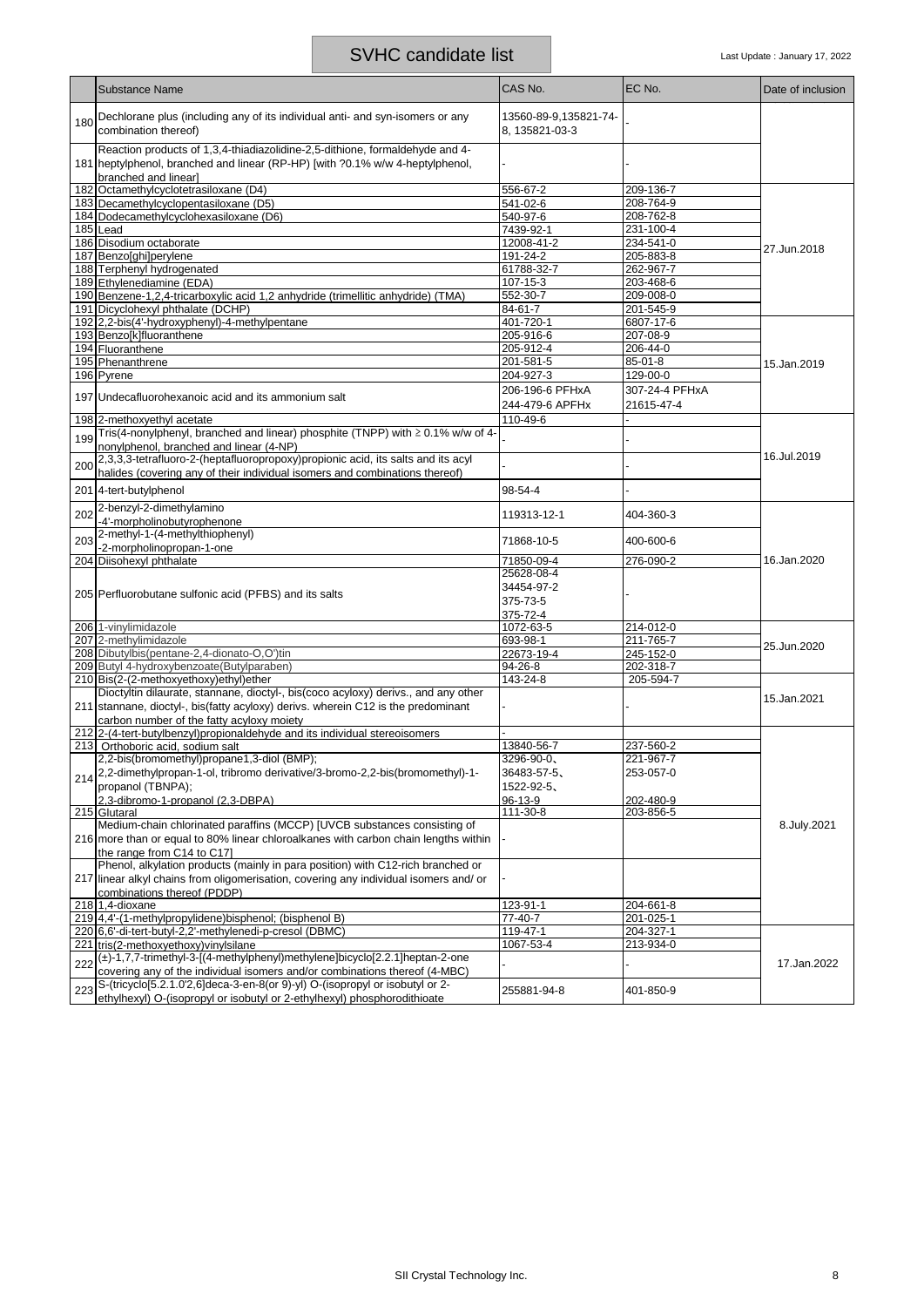# SVHC candidate list

Last Update : January 17, 2022

| | Substance Name | CAS No. | EC No. | Date of inclusion |
|---|---|---|---|---|
| 180 | Dechlorane plus (including any of its individual anti- and syn-isomers or any combination thereof) | 13560-89-9,135821-74-8, 135821-03-3 | - | |
| 181 | Reaction products of 1,3,4-thiadiazolidine-2,5-dithione, formaldehyde and 4-heptylphenol, branched and linear (RP-HP) [with ?0.1% w/w 4-heptylphenol, branched and linear] | - | - | |
| 182 | Octamethylcyclotetrasiloxane (D4) | 556-67-2 | 209-136-7 | 27.Jun.2018 |
| 183 | Decamethylcyclopentasiloxane (D5) | 541-02-6 | 208-764-9 | 27.Jun.2018 |
| 184 | Dodecamethylcyclohexasiloxane (D6) | 540-97-6 | 208-762-8 | 27.Jun.2018 |
| 185 | Lead | 7439-92-1 | 231-100-4 | 27.Jun.2018 |
| 186 | Disodium octaborate | 12008-41-2 | 234-541-0 | 27.Jun.2018 |
| 187 | Benzo[ghi]perylene | 191-24-2 | 205-883-8 | 27.Jun.2018 |
| 188 | Terphenyl hydrogenated | 61788-32-7 | 262-967-7 | 27.Jun.2018 |
| 189 | Ethylenediamine (EDA) | 107-15-3 | 203-468-6 | 27.Jun.2018 |
| 190 | Benzene-1,2,4-tricarboxylic acid 1,2 anhydride (trimellitic anhydride) (TMA) | 552-30-7 | 209-008-0 | 27.Jun.2018 |
| 191 | Dicyclohexyl phthalate (DCHP) | 84-61-7 | 201-545-9 | 27.Jun.2018 |
| 192 | 2,2-bis(4'-hydroxyphenyl)-4-methylpentane | 401-720-1 | 6807-17-6 | 15.Jan.2019 |
| 193 | Benzo[k]fluoranthene | 205-916-6 | 207-08-9 | 15.Jan.2019 |
| 194 | Fluoranthene | 205-912-4 | 206-44-0 | 15.Jan.2019 |
| 195 | Phenanthrene | 201-581-5 | 85-01-8 | 15.Jan.2019 |
| 196 | Pyrene | 204-927-3 | 129-00-0 | 15.Jan.2019 |
| 197 | Undecafluorohexanoic acid and its ammonium salt | 206-196-6 PFHxA<br>244-479-6 APFHx | 307-24-4 PFHxA<br>21615-47-4 | 15.Jan.2019 |
| 198 | 2-methoxyethyl acetate | 110-49-6 | - | 16.Jul.2019 |
| 199 | Tris(4-nonylphenyl, branched and linear) phosphite (TNPP) with ≧ 0.1% w/w of 4-nonylphenol, branched and linear (4-NP) | - | - | 16.Jul.2019 |
| 200 | 2,3,3,3-tetrafluoro-2-(heptafluoropropoxy)propionic acid, its salts and its acyl halides (covering any of their individual isomers and combinations thereof) | - | - | 16.Jul.2019 |
| 201 | 4-tert-butylphenol | 98-54-4 | - | 16.Jul.2019 |
| 202 | 2-benzyl-2-dimethylamino-4'-morpholinobutyrophenone | 119313-12-1 | 404-360-3 | 16.Jan.2020 |
| 203 | 2-methyl-1-(4-methylthiophenyl)-2-morpholinopropan-1-one | 71868-10-5 | 400-600-6 | 16.Jan.2020 |
| 204 | Diisohexyl phthalate | 71850-09-4 | 276-090-2 | 16.Jan.2020 |
| 205 | Perfluorobutane sulfonic acid (PFBS) and its salts | 25628-08-4<br>34454-97-2<br>375-73-5<br>375-72-4 | - | 16.Jan.2020 |
| 206 | 1-vinylimidazole | 1072-63-5 | 214-012-0 | 25.Jun.2020 |
| 207 | 2-methylimidazole | 693-98-1 | 211-765-7 | 25.Jun.2020 |
| 208 | Dibutylbis(pentane-2,4-dionato-O,O')tin | 22673-19-4 | 245-152-0 | 25.Jun.2020 |
| 209 | Butyl 4-hydroxybenzoate(Butylparaben) | 94-26-8 | 202-318-7 | 25.Jun.2020 |
| 210 | Bis(2-(2-methoxyethoxy)ethyl)ether | 143-24-8 | 205-594-7 | 15.Jan.2021 |
| 211 | Dioctyltin dilaurate, stannane, dioctyl-, bis(coco acyloxy) derivs., and any other stannane, dioctyl-, bis(fatty acyloxy) derivs. wherein C12 is the predominant carbon number of the fatty acyloxy moiety | - | - | 15.Jan.2021 |
| 212 | 2-(4-tert-butylbenzyl)propionaldehyde and its individual stereoisomers | - | | 8.July.2021 |
| 213 | Orthoboric acid, sodium salt | 13840-56-7 | 237-560-2 | 8.July.2021 |
| 214 | 2,2-bis(bromomethyl)propane1,3-diol (BMP);<br>2,2-dimethylpropan-1-ol, tribromo derivative/3-bromo-2,2-bis(bromomethyl)-1-propanol (TBNPA);<br>2,3-dibromo-1-propanol (2,3-DBPA) | 3296-90-0、<br>36483-57-5、<br>1522-92-5、<br>96-13-9 | 221-967-7<br>253-057-0<br><br>202-480-9 | 8.July.2021 |
| 215 | Glutaral | 111-30-8 | 203-856-5 | 8.July.2021 |
| 216 | Medium-chain chlorinated paraffins (MCCP) [UVCB substances consisting of more than or equal to 80% linear chloroalkanes with carbon chain lengths within the range from C14 to C17] | - | | 8.July.2021 |
| 217 | Phenol, alkylation products (mainly in para position) with C12-rich branched or linear alkyl chains from oligomerisation, covering any individual isomers and/ or combinations thereof (PDDP) | - | | 8.July.2021 |
| 218 | 1,4-dioxane | 123-91-1 | 204-661-8 | 8.July.2021 |
| 219 | 4,4'-(1-methylpropylidene)bisphenol; (bisphenol B) | 77-40-7 | 201-025-1 | 8.July.2021 |
| 220 | 6,6'-di-tert-butyl-2,2'-methylenedi-p-cresol (DBMC) | 119-47-1 | 204-327-1 | 17.Jan.2022 |
| 221 | tris(2-methoxyethoxy)vinylsilane | 1067-53-4 | 213-934-0 | 17.Jan.2022 |
| 222 | (±)-1,7,7-trimethyl-3-[(4-methylphenyl)methylene]bicyclo[2.2.1]heptan-2-one covering any of the individual isomers and/or combinations thereof (4-MBC) | - | - | 17.Jan.2022 |
| 223 | S-(tricyclo[5.2.1.0'2,6]deca-3-en-8(or 9)-yl) O-(isopropyl or isobutyl or 2-ethylhexyl) O-(isopropyl or isobutyl or 2-ethylhexyl) phosphorodithioate | 255881-94-8 | 401-850-9 | 17.Jan.2022 |

SII Crystal Technology Inc.